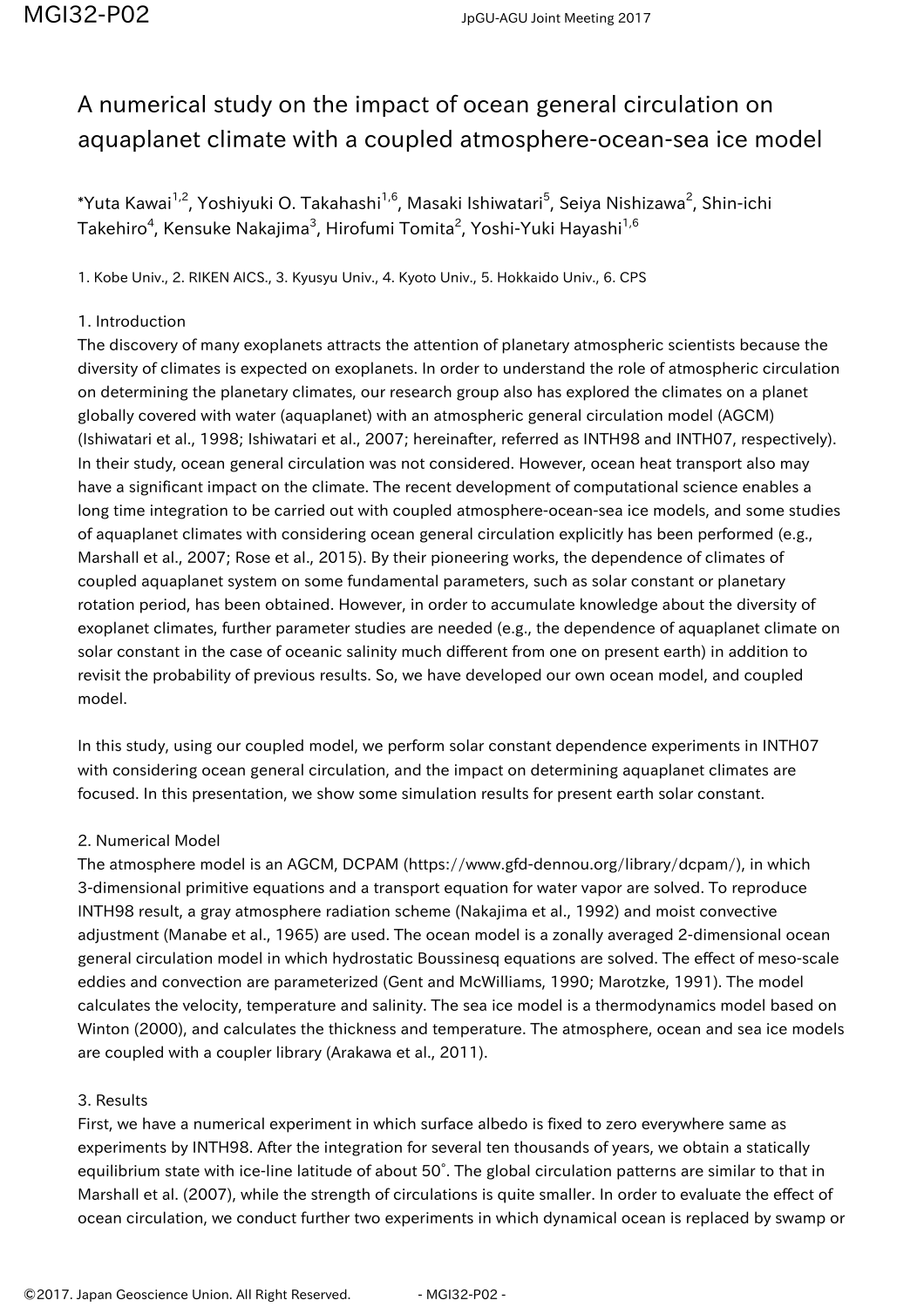# A numerical study on the impact of ocean general circulation on aquaplanet climate with a coupled atmosphere-ocean-sea ice model

*Yuta Kawai[1,2], Yoshiyuki O. Takahashi[1,6], Masaki Ishiwatari[5], Seiya Nishizawa[2], Shin-ichi Takehiro[4], Kensuke Nakajima[3], Hirofumi Tomita[2], Yoshi-Yuki Hayashi[1,6]

1. Kobe Univ., 2. RIKEN AICS., 3. Kyusyu Univ., 4. Kyoto Univ., 5. Hokkaido Univ., 6. CPS

## 1. Introduction

The discovery of many exoplanets attracts the attention of planetary atmospheric scientists because the diversity of climates is expected on exoplanets. In order to understand the role of atmospheric circulation on determining the planetary climates, our research group also has explored the climates on a planet globally covered with water (aquaplanet) with an atmospheric general circulation model (AGCM) (Ishiwatari et al., 1998; Ishiwatari et al., 2007; hereinafter, referred as INTH98 and INTH07, respectively). In their study, ocean general circulation was not considered. However, ocean heat transport also may have a significant impact on the climate. The recent development of computational science enables a long time integration to be carried out with coupled atmosphere-ocean-sea ice models, and some studies of aquaplanet climates with considering ocean general circulation explicitly has been performed (e.g., Marshall et al., 2007; Rose et al., 2015). By their pioneering works, the dependence of climates of coupled aquaplanet system on some fundamental parameters, such as solar constant or planetary rotation period, has been obtained. However, in order to accumulate knowledge about the diversity of exoplanet climates, further parameter studies are needed (e.g., the dependence of aquaplanet climate on solar constant in the case of oceanic salinity much different from one on present earth) in addition to revisit the probability of previous results. So, we have developed our own ocean model, and coupled model.

In this study, using our coupled model, we perform solar constant dependence experiments in INTH07 with considering ocean general circulation, and the impact on determining aquaplanet climates are focused. In this presentation, we show some simulation results for present earth solar constant.

## 2. Numerical Model

The atmosphere model is an AGCM, DCPAM (https://www.gfd-dennou.org/library/dcpam/), in which 3-dimensional primitive equations and a transport equation for water vapor are solved. To reproduce INTH98 result, a gray atmosphere radiation scheme (Nakajima et al., 1992) and moist convective adjustment (Manabe et al., 1965) are used. The ocean model is a zonally averaged 2-dimensional ocean general circulation model in which hydrostatic Boussinesq equations are solved. The effect of meso-scale eddies and convection are parameterized (Gent and McWilliams, 1990; Marotzke, 1991). The model calculates the velocity, temperature and salinity. The sea ice model is a thermodynamics model based on Winton (2000), and calculates the thickness and temperature. The atmosphere, ocean and sea ice models are coupled with a coupler library (Arakawa et al., 2011).

## 3. Results

First, we have a numerical experiment in which surface albedo is fixed to zero everywhere same as experiments by INTH98. After the integration for several ten thousands of years, we obtain a statically equilibrium state with ice-line latitude of about 50°. The global circulation patterns are similar to that in Marshall et al. (2007), while the strength of circulations is quite smaller. In order to evaluate the effect of ocean circulation, we conduct further two experiments in which dynamical ocean is replaced by swamp or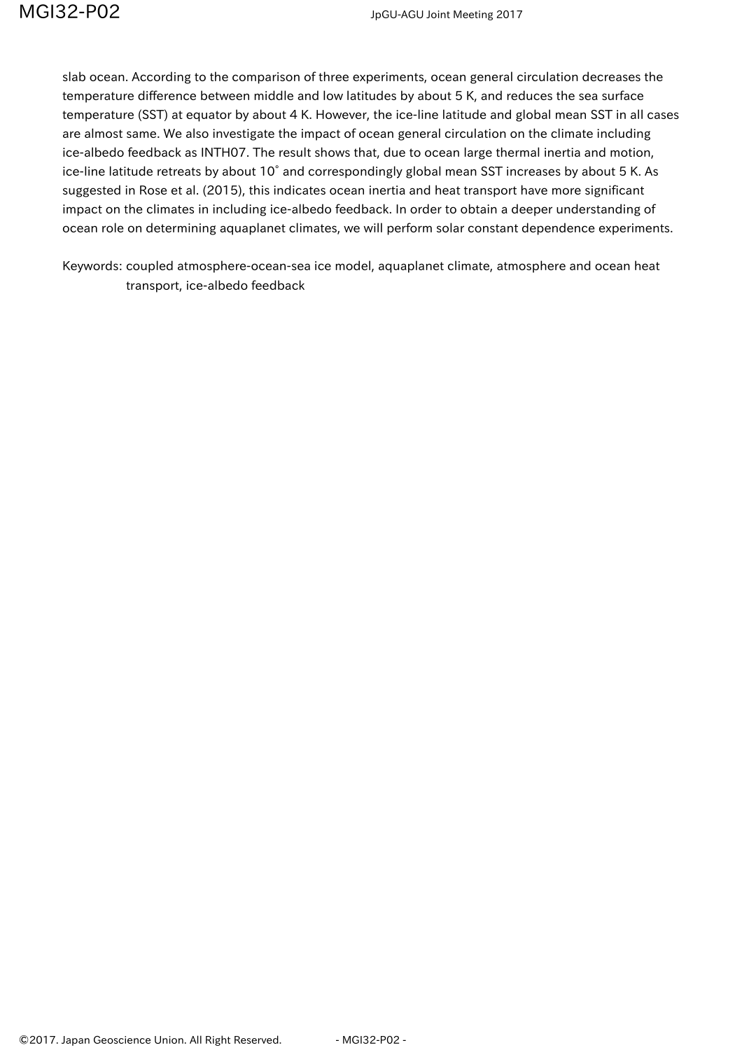slab ocean. According to the comparison of three experiments, ocean general circulation decreases the temperature difference between middle and low latitudes by about 5 K, and reduces the sea surface temperature (SST) at equator by about 4 K. However, the ice-line latitude and global mean SST in all cases are almost same. We also investigate the impact of ocean general circulation on the climate including ice-albedo feedback as INTH07. The result shows that, due to ocean large thermal inertia and motion, ice-line latitude retreats by about 10° and correspondingly global mean SST increases by about 5 K. As suggested in Rose et al. (2015), this indicates ocean inertia and heat transport have more significant impact on the climates in including ice-albedo feedback. In order to obtain a deeper understanding of ocean role on determining aquaplanet climates, we will perform solar constant dependence experiments.

Keywords: coupled atmosphere-ocean-sea ice model, aquaplanet climate, atmosphere and ocean heat transport, ice-albedo feedback